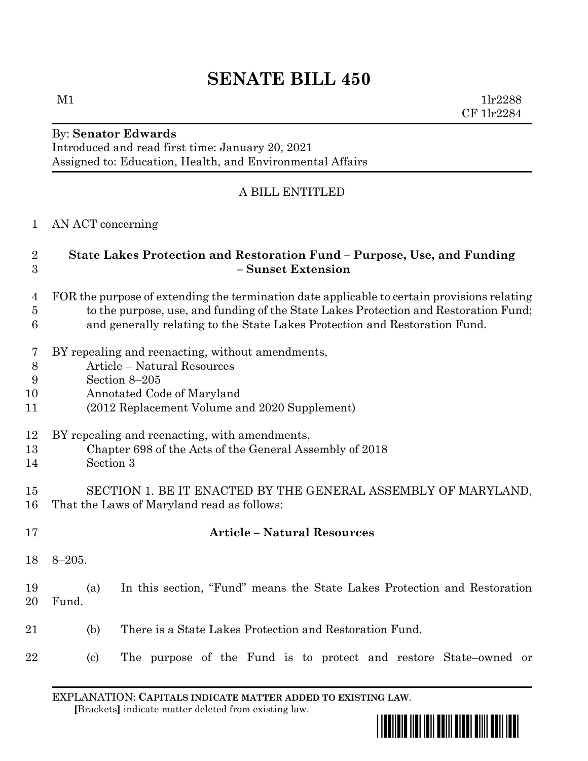# SENATE BILL 450

M1 1lr2288
CF 1lr2284

By: **Senator Edwards**
Introduced and read first time: January 20, 2021
Assigned to: Education, Health, and Environmental Affairs

A BILL ENTITLED

AN ACT concerning

**State Lakes Protection and Restoration Fund – Purpose, Use, and Funding – Sunset Extension**

FOR the purpose of extending the termination date applicable to certain provisions relating to the purpose, use, and funding of the State Lakes Protection and Restoration Fund; and generally relating to the State Lakes Protection and Restoration Fund.

BY repealing and reenacting, without amendments,
Article – Natural Resources
Section 8–205
Annotated Code of Maryland
(2012 Replacement Volume and 2020 Supplement)

BY repealing and reenacting, with amendments,
Chapter 698 of the Acts of the General Assembly of 2018
Section 3

SECTION 1. BE IT ENACTED BY THE GENERAL ASSEMBLY OF MARYLAND, That the Laws of Maryland read as follows:

**Article – Natural Resources**

8–205.

(a) In this section, "Fund" means the State Lakes Protection and Restoration Fund.

(b) There is a State Lakes Protection and Restoration Fund.

(c) The purpose of the Fund is to protect and restore State–owned or

EXPLANATION: **CAPITALS INDICATE MATTER ADDED TO EXISTING LAW**.
**[**Brackets**]** indicate matter deleted from existing law.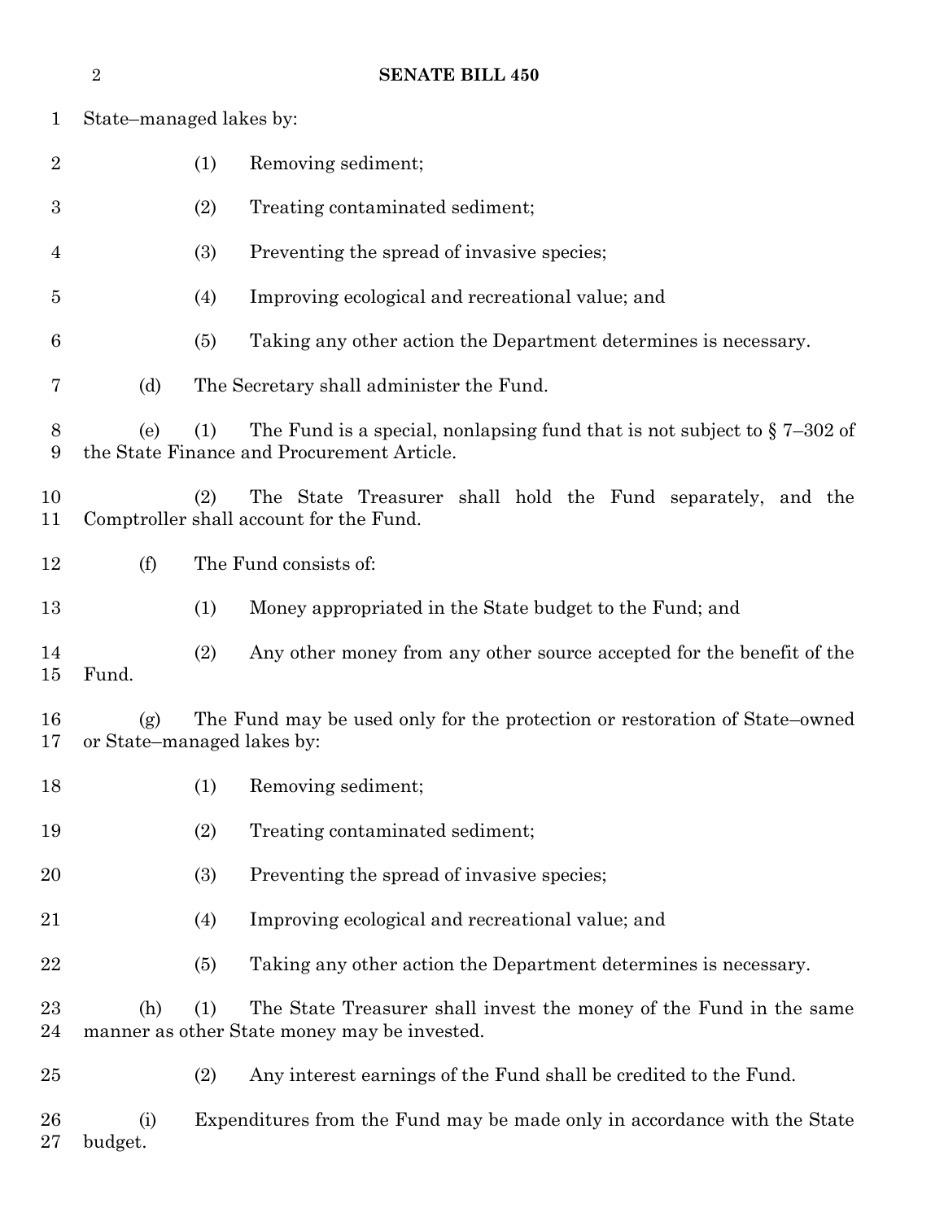State–managed lakes by:

(1) Removing sediment;

(2) Treating contaminated sediment;

(3) Preventing the spread of invasive species;

(4) Improving ecological and recreational value; and

(5) Taking any other action the Department determines is necessary.

(d) The Secretary shall administer the Fund.

(e) (1) The Fund is a special, nonlapsing fund that is not subject to § 7–302 of the State Finance and Procurement Article.

(2) The State Treasurer shall hold the Fund separately, and the Comptroller shall account for the Fund.

(f) The Fund consists of:

(1) Money appropriated in the State budget to the Fund; and

(2) Any other money from any other source accepted for the benefit of the Fund.

(g) The Fund may be used only for the protection or restoration of State–owned or State–managed lakes by:

(1) Removing sediment;

(2) Treating contaminated sediment;

(3) Preventing the spread of invasive species;

(4) Improving ecological and recreational value; and

(5) Taking any other action the Department determines is necessary.

(h) (1) The State Treasurer shall invest the money of the Fund in the same manner as other State money may be invested.

(2) Any interest earnings of the Fund shall be credited to the Fund.

(i) Expenditures from the Fund may be made only in accordance with the State budget.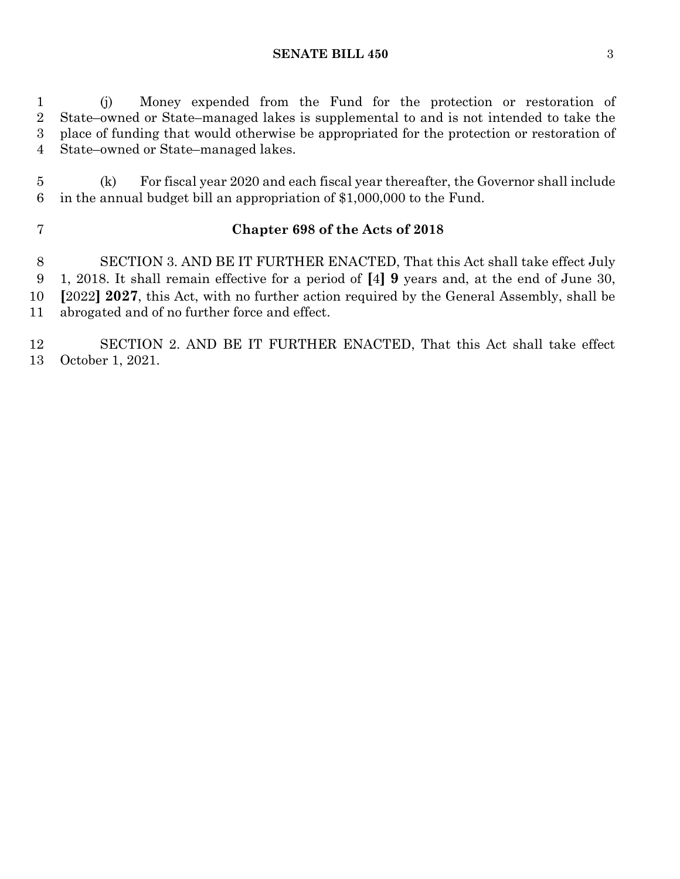(j) Money expended from the Fund for the protection or restoration of State–owned or State–managed lakes is supplemental to and is not intended to take the place of funding that would otherwise be appropriated for the protection or restoration of State–owned or State–managed lakes.

(k) For fiscal year 2020 and each fiscal year thereafter, the Governor shall include in the annual budget bill an appropriation of $1,000,000 to the Fund.

**Chapter 698 of the Acts of 2018**

SECTION 3. AND BE IT FURTHER ENACTED, That this Act shall take effect July 1, 2018. It shall remain effective for a period of **[**4**] 9** years and, at the end of June 30, **[**2022**] 2027**, this Act, with no further action required by the General Assembly, shall be abrogated and of no further force and effect.

SECTION 2. AND BE IT FURTHER ENACTED, That this Act shall take effect October 1, 2021.